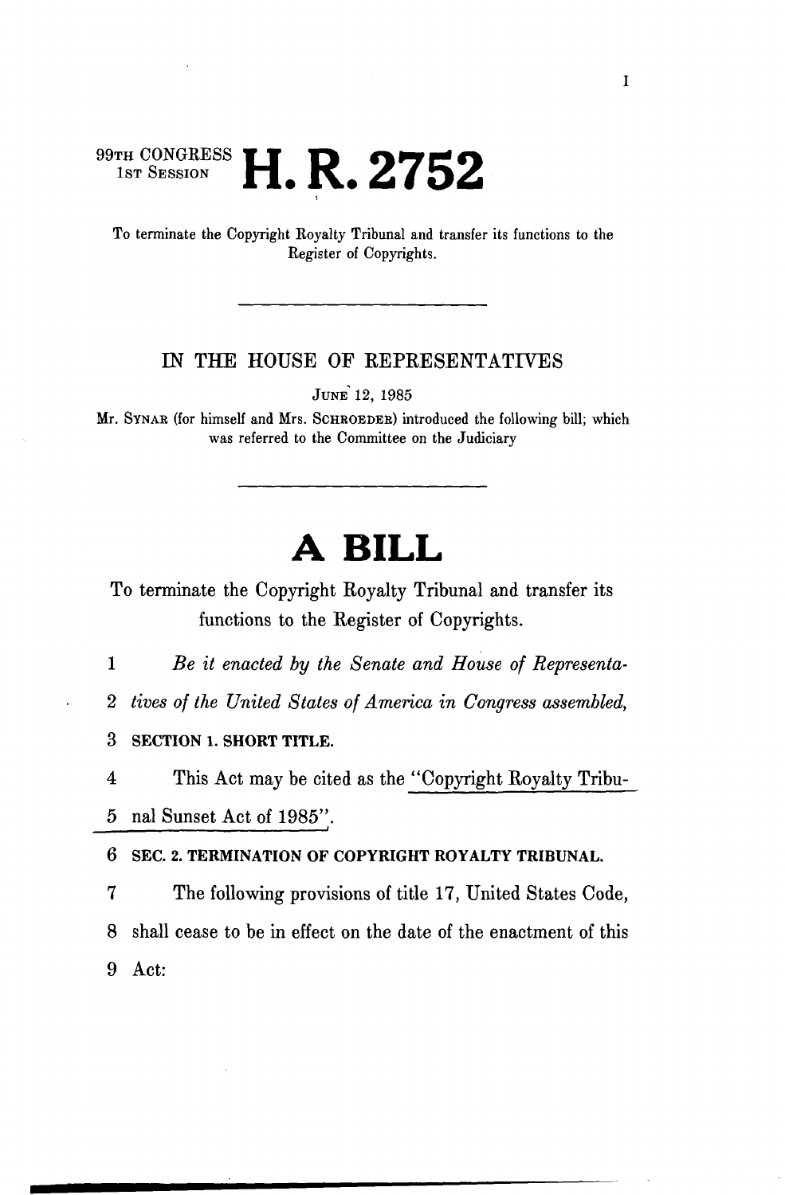99TH CONGRESS
1ST SESSION

# H. R. 2752

To terminate the Copyright Royalty Tribunal and transfer its functions to the Register of Copyrights.

---

IN THE HOUSE OF REPRESENTATIVES

JUNE 12, 1985

Mr. SYNAR (for himself and Mrs. SCHROEDER) introduced the following bill; which was referred to the Committee on the Judiciary

---

# A BILL

To terminate the Copyright Royalty Tribunal and transfer its functions to the Register of Copyrights.

1 *Be it enacted by the Senate and House of Representa-*
2 *tives of the United States of America in Congress assembled,*

3 **SECTION 1. SHORT TITLE.**

4 This Act may be cited as the "Copyright Royalty Tribu-
5 nal Sunset Act of 1985".

6 **SEC. 2. TERMINATION OF COPYRIGHT ROYALTY TRIBUNAL.**

7 The following provisions of title 17, United States Code,
8 shall cease to be in effect on the date of the enactment of this
9 Act: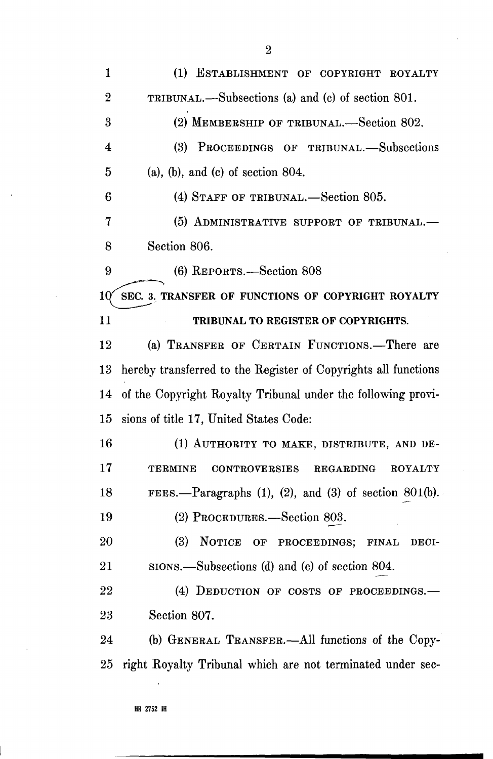(1) ESTABLISHMENT OF COPYRIGHT ROYALTY TRIBUNAL.—Subsections (a) and (c) of section 801.

(2) MEMBERSHIP OF TRIBUNAL.—Section 802.

(3) PROCEEDINGS OF TRIBUNAL.—Subsections (a), (b), and (c) of section 804.

(4) STAFF OF TRIBUNAL.—Section 805.

(5) ADMINISTRATIVE SUPPORT OF TRIBUNAL.—Section 806.

(6) REPORTS.—Section 808

## SEC. 3. TRANSFER OF FUNCTIONS OF COPYRIGHT ROYALTY TRIBUNAL TO REGISTER OF COPYRIGHTS.

(a) TRANSFER OF CERTAIN FUNCTIONS.—There are hereby transferred to the Register of Copyrights all functions of the Copyright Royalty Tribunal under the following provisions of title 17, United States Code:

(1) AUTHORITY TO MAKE, DISTRIBUTE, AND DETERMINE CONTROVERSIES REGARDING ROYALTY FEES.—Paragraphs (1), (2), and (3) of section 801(b).

(2) PROCEDURES.—Section 803.

(3) NOTICE OF PROCEEDINGS; FINAL DECISIONS.—Subsections (d) and (e) of section 804.

(4) DEDUCTION OF COSTS OF PROCEEDINGS.—Section 807.

(b) GENERAL TRANSFER.—All functions of the Copyright Royalty Tribunal which are not terminated under sec-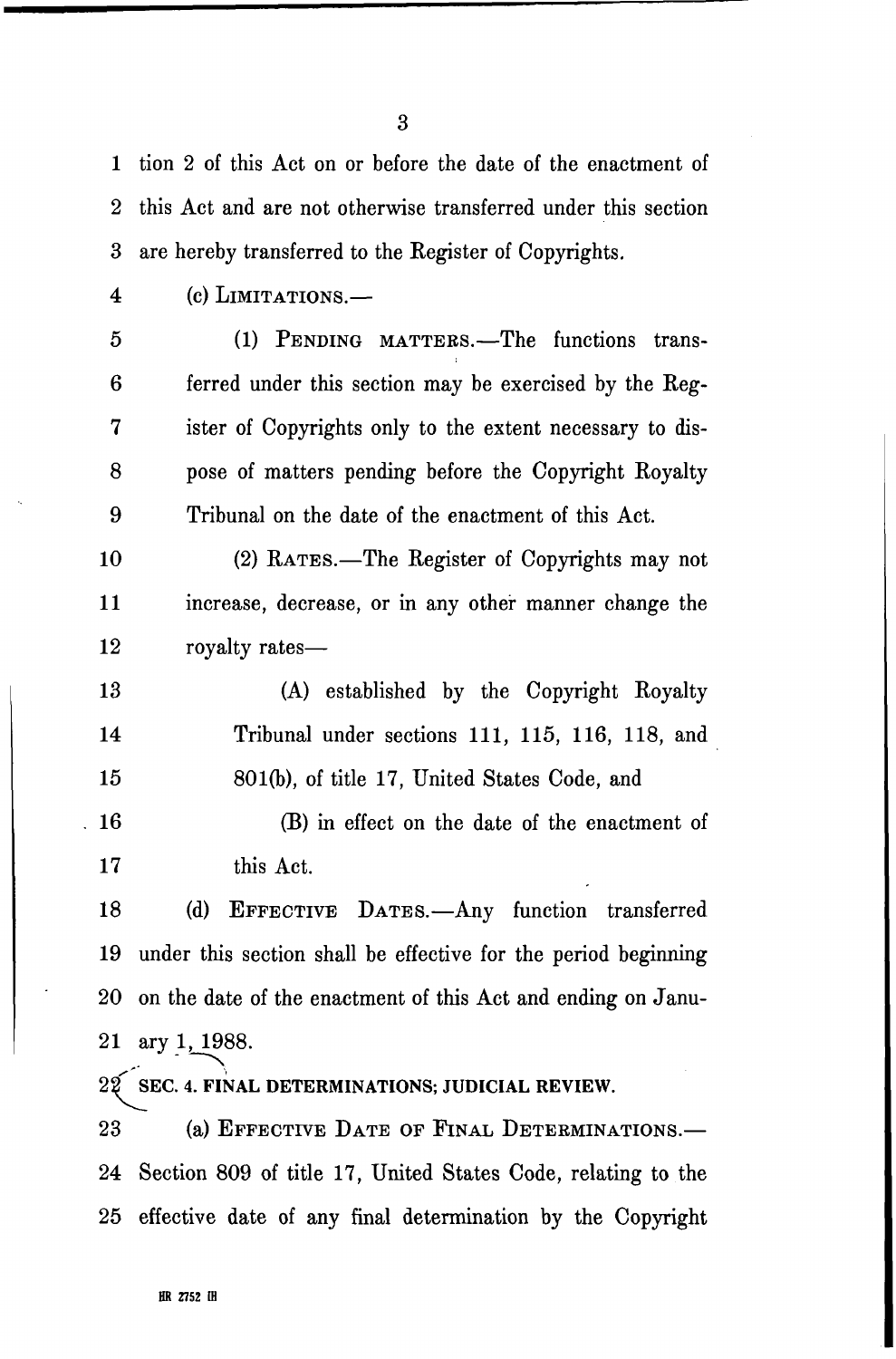tion 2 of this Act on or before the date of the enactment of this Act and are not otherwise transferred under this section are hereby transferred to the Register of Copyrights.

(c) LIMITATIONS.—

(1) PENDING MATTERS.—The functions transferred under this section may be exercised by the Register of Copyrights only to the extent necessary to dispose of matters pending before the Copyright Royalty Tribunal on the date of the enactment of this Act.

(2) RATES.—The Register of Copyrights may not increase, decrease, or in any other manner change the royalty rates—

(A) established by the Copyright Royalty Tribunal under sections 111, 115, 116, 118, and 801(b), of title 17, United States Code, and

(B) in effect on the date of the enactment of this Act.

(d) EFFECTIVE DATES.—Any function transferred under this section shall be effective for the period beginning on the date of the enactment of this Act and ending on January 1, 1988.

**SEC. 4. FINAL DETERMINATIONS; JUDICIAL REVIEW.**

(a) EFFECTIVE DATE OF FINAL DETERMINATIONS.— Section 809 of title 17, United States Code, relating to the effective date of any final determination by the Copyright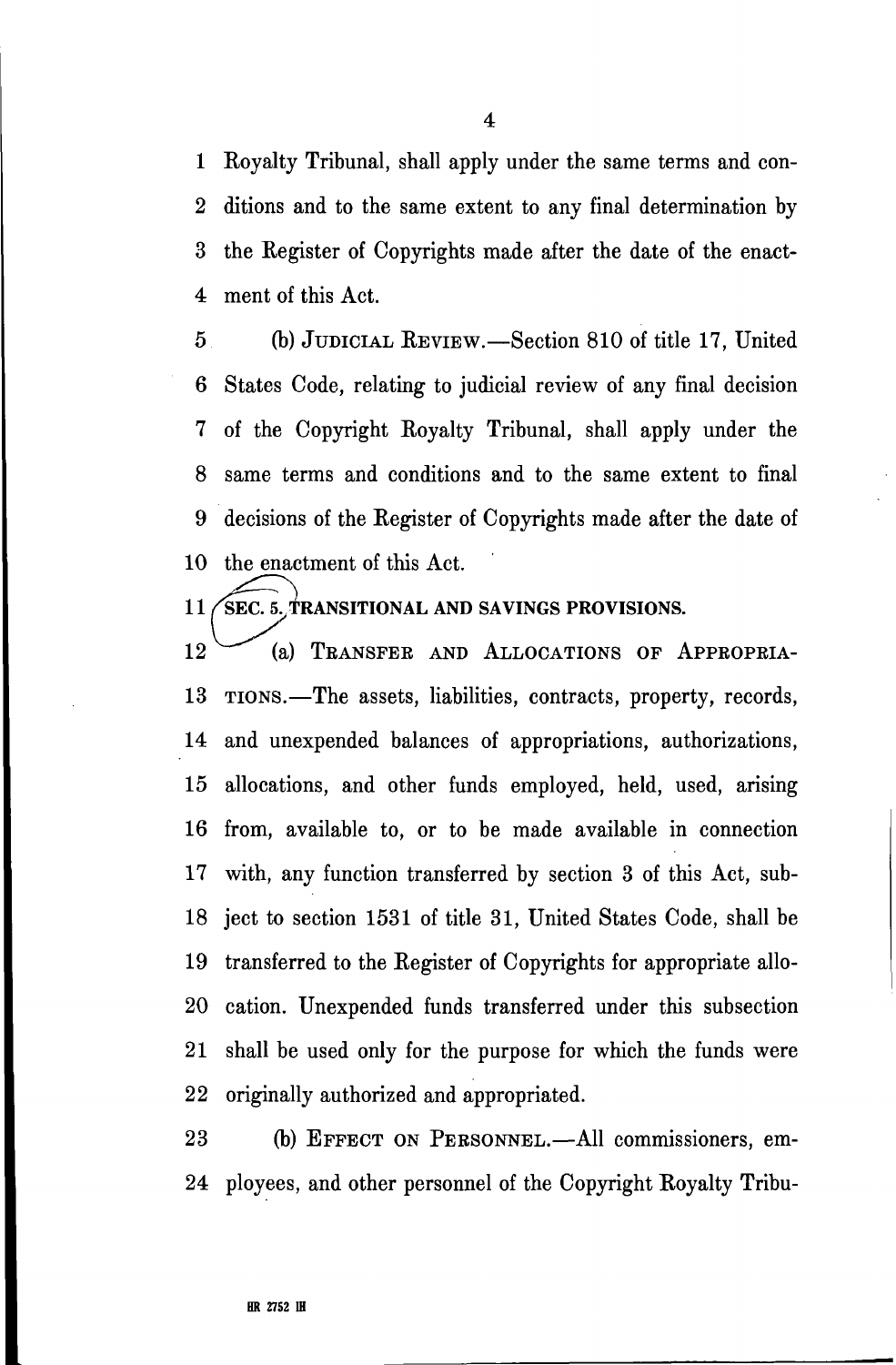Royalty Tribunal, shall apply under the same terms and conditions and to the same extent to any final determination by the Register of Copyrights made after the date of the enactment of this Act.

(b) JUDICIAL REVIEW.—Section 810 of title 17, United States Code, relating to judicial review of any final decision of the Copyright Royalty Tribunal, shall apply under the same terms and conditions and to the same extent to final decisions of the Register of Copyrights made after the date of the enactment of this Act.

**SEC. 5. TRANSITIONAL AND SAVINGS PROVISIONS.**

(a) TRANSFER AND ALLOCATIONS OF APPROPRIATIONS.—The assets, liabilities, contracts, property, records, and unexpended balances of appropriations, authorizations, allocations, and other funds employed, held, used, arising from, available to, or to be made available in connection with, any function transferred by section 3 of this Act, subject to section 1531 of title 31, United States Code, shall be transferred to the Register of Copyrights for appropriate allocation. Unexpended funds transferred under this subsection shall be used only for the purpose for which the funds were originally authorized and appropriated.

(b) EFFECT ON PERSONNEL.—All commissioners, employees, and other personnel of the Copyright Royalty Tribu-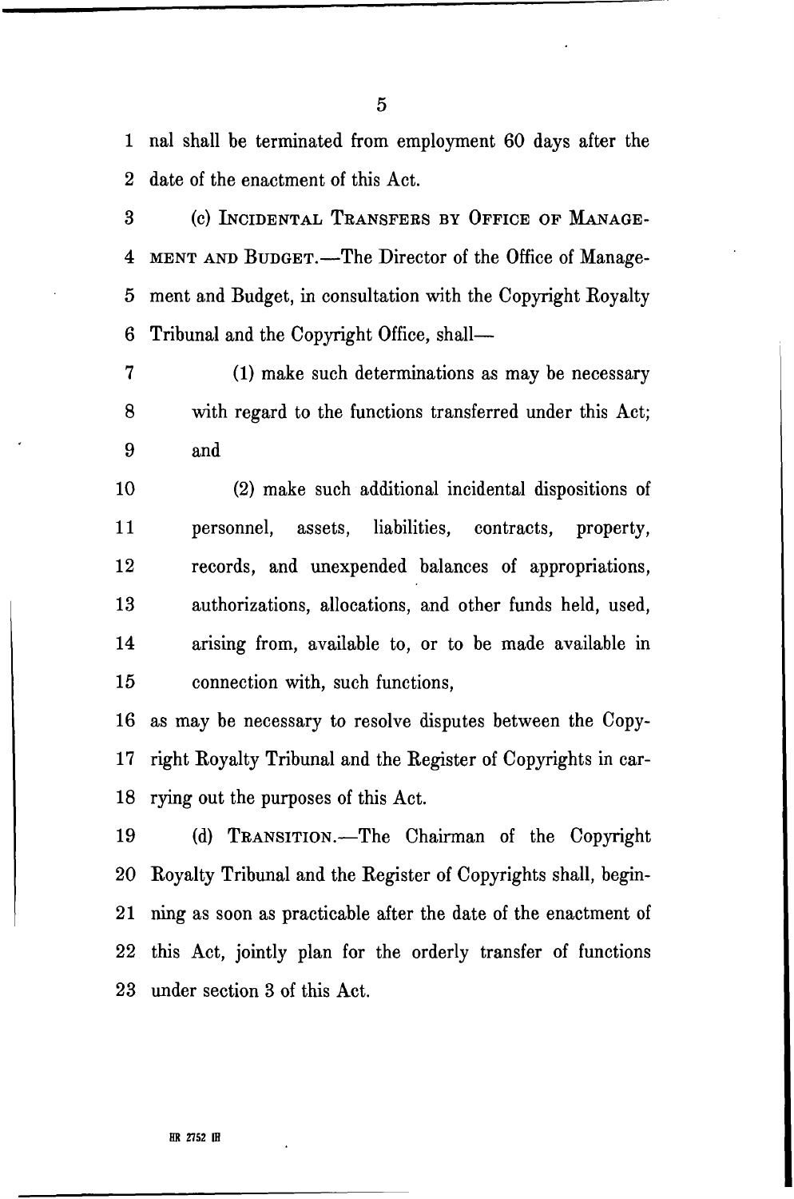nal shall be terminated from employment 60 days after the date of the enactment of this Act.

(c) INCIDENTAL TRANSFERS BY OFFICE OF MANAGEMENT AND BUDGET.—The Director of the Office of Management and Budget, in consultation with the Copyright Royalty Tribunal and the Copyright Office, shall—

(1) make such determinations as may be necessary with regard to the functions transferred under this Act; and

(2) make such additional incidental dispositions of personnel, assets, liabilities, contracts, property, records, and unexpended balances of appropriations, authorizations, allocations, and other funds held, used, arising from, available to, or to be made available in connection with, such functions,

as may be necessary to resolve disputes between the Copyright Royalty Tribunal and the Register of Copyrights in carrying out the purposes of this Act.

(d) TRANSITION.—The Chairman of the Copyright Royalty Tribunal and the Register of Copyrights shall, beginning as soon as practicable after the date of the enactment of this Act, jointly plan for the orderly transfer of functions under section 3 of this Act.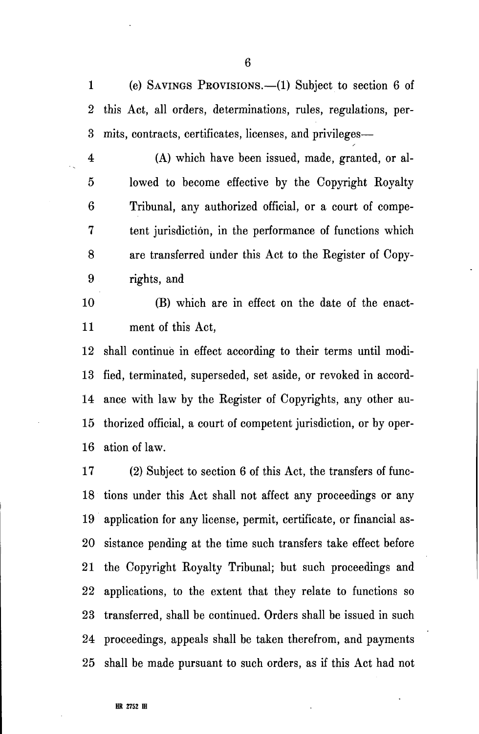(e) SAVINGS PROVISIONS.—(1) Subject to section 6 of this Act, all orders, determinations, rules, regulations, permits, contracts, certificates, licenses, and privileges—

(A) which have been issued, made, granted, or allowed to become effective by the Copyright Royalty Tribunal, any authorized official, or a court of competent jurisdiction, in the performance of functions which are transferred under this Act to the Register of Copyrights, and

(B) which are in effect on the date of the enactment of this Act,

shall continue in effect according to their terms until modified, terminated, superseded, set aside, or revoked in accordance with law by the Register of Copyrights, any other authorized official, a court of competent jurisdiction, or by operation of law.

(2) Subject to section 6 of this Act, the transfers of functions under this Act shall not affect any proceedings or any application for any license, permit, certificate, or financial assistance pending at the time such transfers take effect before the Copyright Royalty Tribunal; but such proceedings and applications, to the extent that they relate to functions so transferred, shall be continued. Orders shall be issued in such proceedings, appeals shall be taken therefrom, and payments shall be made pursuant to such orders, as if this Act had not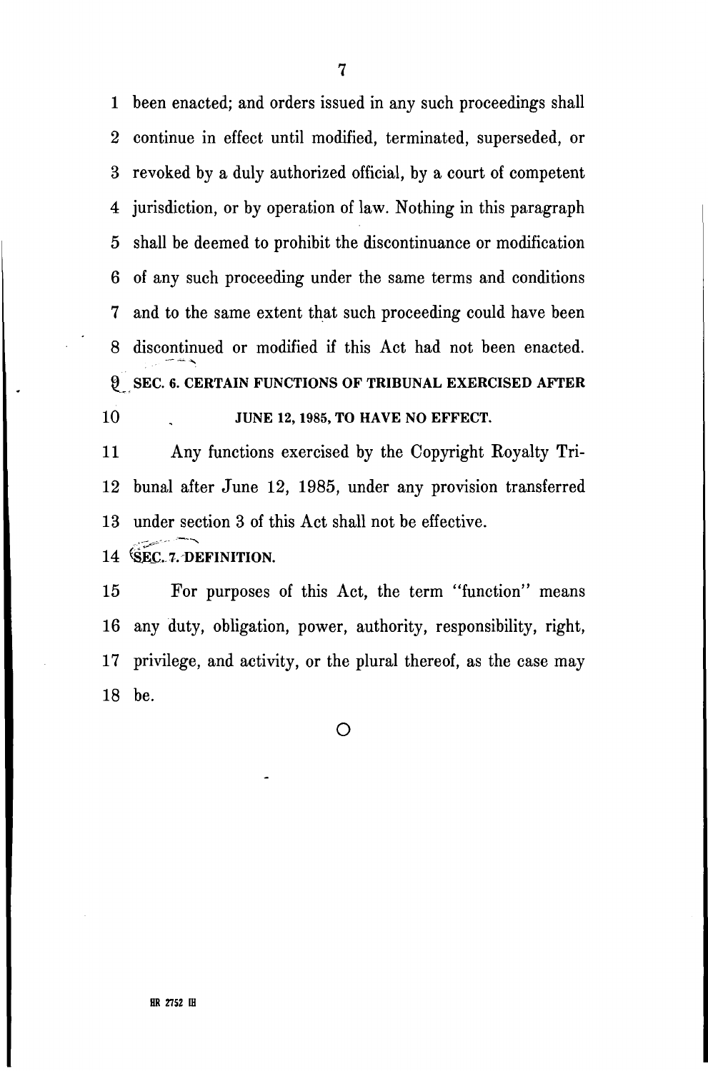been enacted; and orders issued in any such proceedings shall continue in effect until modified, terminated, superseded, or revoked by a duly authorized official, by a court of competent jurisdiction, or by operation of law. Nothing in this paragraph shall be deemed to prohibit the discontinuance or modification of any such proceeding under the same terms and conditions and to the same extent that such proceeding could have been discontinued or modified if this Act had not been enacted.

**SEC. 6. CERTAIN FUNCTIONS OF TRIBUNAL EXERCISED AFTER JUNE 12, 1985, TO HAVE NO EFFECT.**

Any functions exercised by the Copyright Royalty Tribunal after June 12, 1985, under any provision transferred under section 3 of this Act shall not be effective.

**SEC. 7. DEFINITION.**

For purposes of this Act, the term "function" means any duty, obligation, power, authority, responsibility, right, privilege, and activity, or the plural thereof, as the case may be.

○

HR 2752 IH